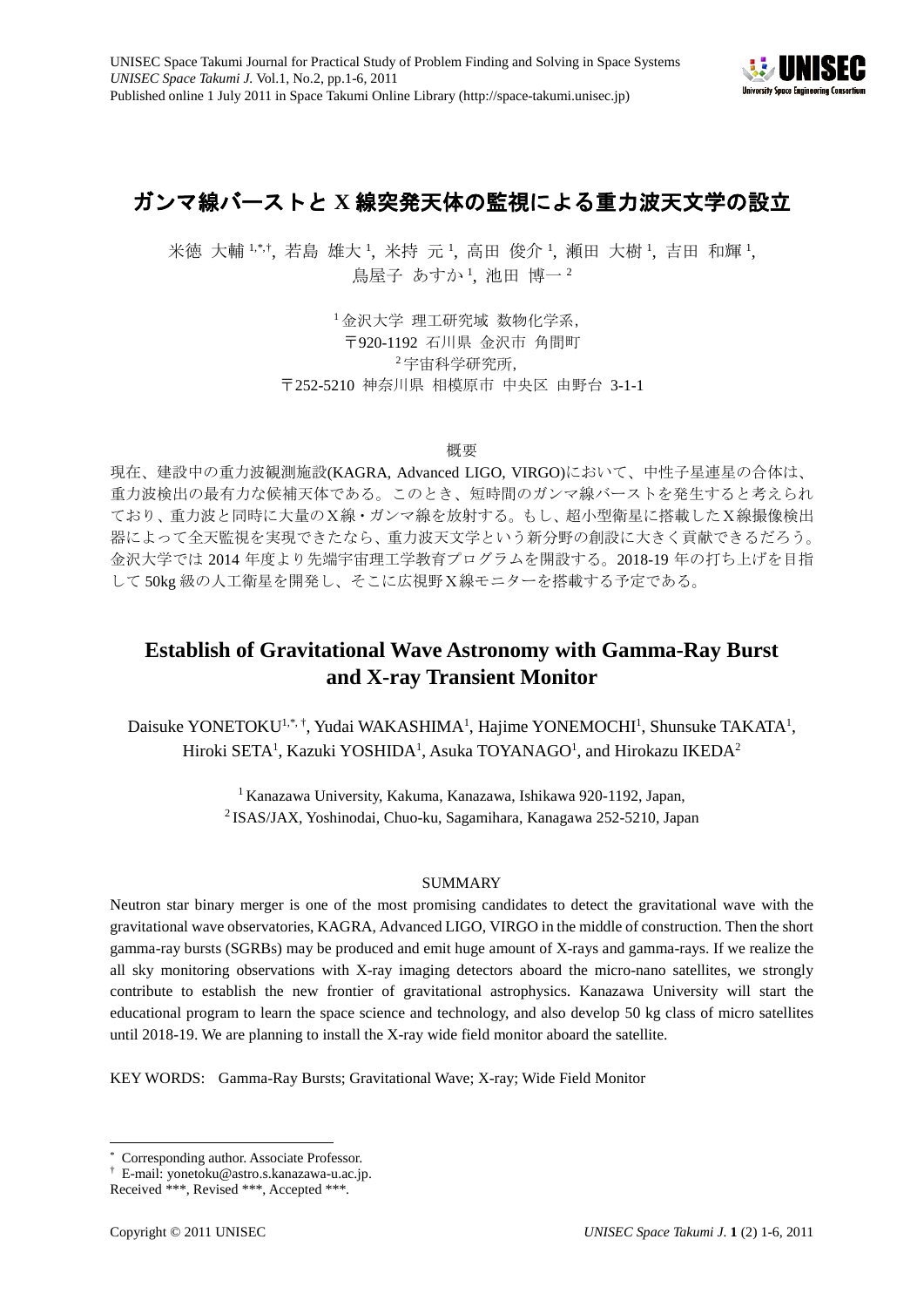# ガンマ線バーストと X 線突発天体の監視による重力波天文学の設立

米徳 大輔 [1,*,†], 若島 雄大 [1], 米持 元 [1], 高田 俊介 [1], 瀬田 大樹 [1], 吉田 和輝 [1], 鳥屋子 あすか [1], 池田 博一 [2]

[1] 金沢大学 理工研究域 数物化学系, 〒920-1192 石川県 金沢市 角間町

[2] 宇宙科学研究所, 〒252-5210 神奈川県 相模原市 中央区 由野台 3-1-1

概要

現在、建設中の重力波観測施設(KAGRA, Advanced LIGO, VIRGO)において、中性子星連星の合体は、重力波検出の最有力な候補天体である。このとき、短時間のガンマ線バーストを発生すると考えられており、重力波と同時に大量のX線・ガンマ線を放射する。もし、超小型衛星に搭載したX線撮像検出器によって全天監視を実現できたなら、重力波天文学という新分野の創設に大きく貢献できるだろう。金沢大学では 2014 年度より先端宇宙理工学教育プログラムを開設する。2018-19 年の打ち上げを目指して 50kg 級の人工衛星を開発し、そこに広視野X線モニターを搭載する予定である。

# Establish of Gravitational Wave Astronomy with Gamma-Ray Burst and X-ray Transient Monitor

Daisuke YONETOKU[1,*,†], Yudai WAKASHIMA[1], Hajime YONEMOCHI[1], Shunsuke TAKATA[1], Hiroki SETA[1], Kazuki YOSHIDA[1], Asuka TOYANAGO[1], and Hirokazu IKEDA[2]

[1] Kanazawa University, Kakuma, Kanazawa, Ishikawa 920-1192, Japan,

[2] ISAS/JAX, Yoshinodai, Chuo-ku, Sagamihara, Kanagawa 252-5210, Japan

SUMMARY

Neutron star binary merger is one of the most promising candidates to detect the gravitational wave with the gravitational wave observatories, KAGRA, Advanced LIGO, VIRGO in the middle of construction. Then the short gamma-ray bursts (SGRBs) may be produced and emit huge amount of X-rays and gamma-rays. If we realize the all sky monitoring observations with X-ray imaging detectors aboard the micro-nano satellites, we strongly contribute to establish the new frontier of gravitational astrophysics. Kanazawa University will start the educational program to learn the space science and technology, and also develop 50 kg class of micro satellites until 2018-19. We are planning to install the X-ray wide field monitor aboard the satellite.

KEY WORDS: Gamma-Ray Bursts; Gravitational Wave; X-ray; Wide Field Monitor

---

[*] Corresponding author. Associate Professor.

[†] E-mail: yonetoku@astro.s.kanazawa-u.ac.jp.

Received ***, Revised ***, Accepted ***.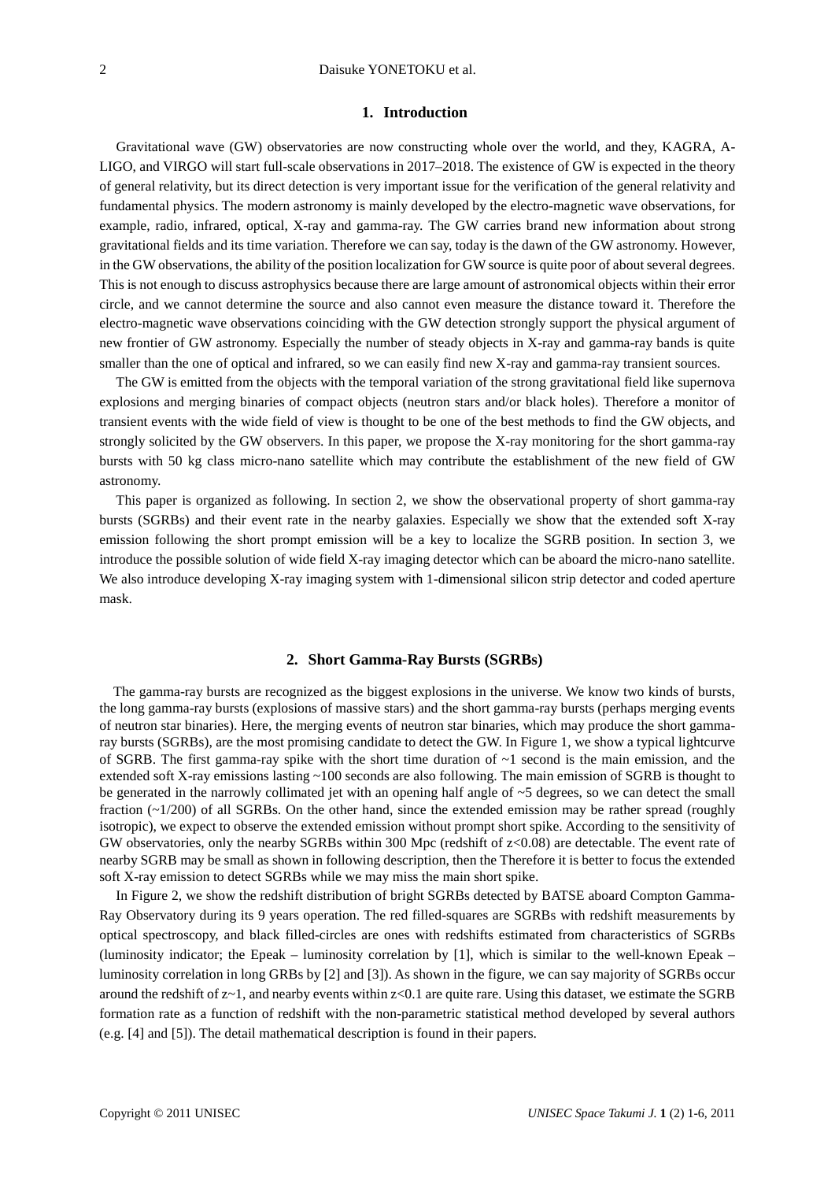## 1. Introduction

Gravitational wave (GW) observatories are now constructing whole over the world, and they, KAGRA, A-LIGO, and VIRGO will start full-scale observations in 2017–2018. The existence of GW is expected in the theory of general relativity, but its direct detection is very important issue for the verification of the general relativity and fundamental physics. The modern astronomy is mainly developed by the electro-magnetic wave observations, for example, radio, infrared, optical, X-ray and gamma-ray. The GW carries brand new information about strong gravitational fields and its time variation. Therefore we can say, today is the dawn of the GW astronomy. However, in the GW observations, the ability of the position localization for GW source is quite poor of about several degrees. This is not enough to discuss astrophysics because there are large amount of astronomical objects within their error circle, and we cannot determine the source and also cannot even measure the distance toward it. Therefore the electro-magnetic wave observations coinciding with the GW detection strongly support the physical argument of new frontier of GW astronomy. Especially the number of steady objects in X-ray and gamma-ray bands is quite smaller than the one of optical and infrared, so we can easily find new X-ray and gamma-ray transient sources.

The GW is emitted from the objects with the temporal variation of the strong gravitational field like supernova explosions and merging binaries of compact objects (neutron stars and/or black holes). Therefore a monitor of transient events with the wide field of view is thought to be one of the best methods to find the GW objects, and strongly solicited by the GW observers. In this paper, we propose the X-ray monitoring for the short gamma-ray bursts with 50 kg class micro-nano satellite which may contribute the establishment of the new field of GW astronomy.

This paper is organized as following. In section 2, we show the observational property of short gamma-ray bursts (SGRBs) and their event rate in the nearby galaxies. Especially we show that the extended soft X-ray emission following the short prompt emission will be a key to localize the SGRB position. In section 3, we introduce the possible solution of wide field X-ray imaging detector which can be aboard the micro-nano satellite. We also introduce developing X-ray imaging system with 1-dimensional silicon strip detector and coded aperture mask.

## 2. Short Gamma-Ray Bursts (SGRBs)

The gamma-ray bursts are recognized as the biggest explosions in the universe. We know two kinds of bursts, the long gamma-ray bursts (explosions of massive stars) and the short gamma-ray bursts (perhaps merging events of neutron star binaries). Here, the merging events of neutron star binaries, which may produce the short gamma-ray bursts (SGRBs), are the most promising candidate to detect the GW. In Figure 1, we show a typical lightcurve of SGRB. The first gamma-ray spike with the short time duration of ~1 second is the main emission, and the extended soft X-ray emissions lasting ~100 seconds are also following. The main emission of SGRB is thought to be generated in the narrowly collimated jet with an opening half angle of ~5 degrees, so we can detect the small fraction (~1/200) of all SGRBs. On the other hand, since the extended emission may be rather spread (roughly isotropic), we expect to observe the extended emission without prompt short spike. According to the sensitivity of GW observatories, only the nearby SGRBs within 300 Mpc (redshift of $z<0.08$) are detectable. The event rate of nearby SGRB may be small as shown in following description, then the Therefore it is better to focus the extended soft X-ray emission to detect SGRBs while we may miss the main short spike.

In Figure 2, we show the redshift distribution of bright SGRBs detected by BATSE aboard Compton Gamma-Ray Observatory during its 9 years operation. The red filled-squares are SGRBs with redshift measurements by optical spectroscopy, and black filled-circles are ones with redshifts estimated from characteristics of SGRBs (luminosity indicator; the Epeak – luminosity correlation by [1], which is similar to the well-known Epeak – luminosity correlation in long GRBs by [2] and [3]). As shown in the figure, we can say majority of SGRBs occur around the redshift of $z\sim1$, and nearby events within $z<0.1$ are quite rare. Using this dataset, we estimate the SGRB formation rate as a function of redshift with the non-parametric statistical method developed by several authors (e.g. [4] and [5]). The detail mathematical description is found in their papers.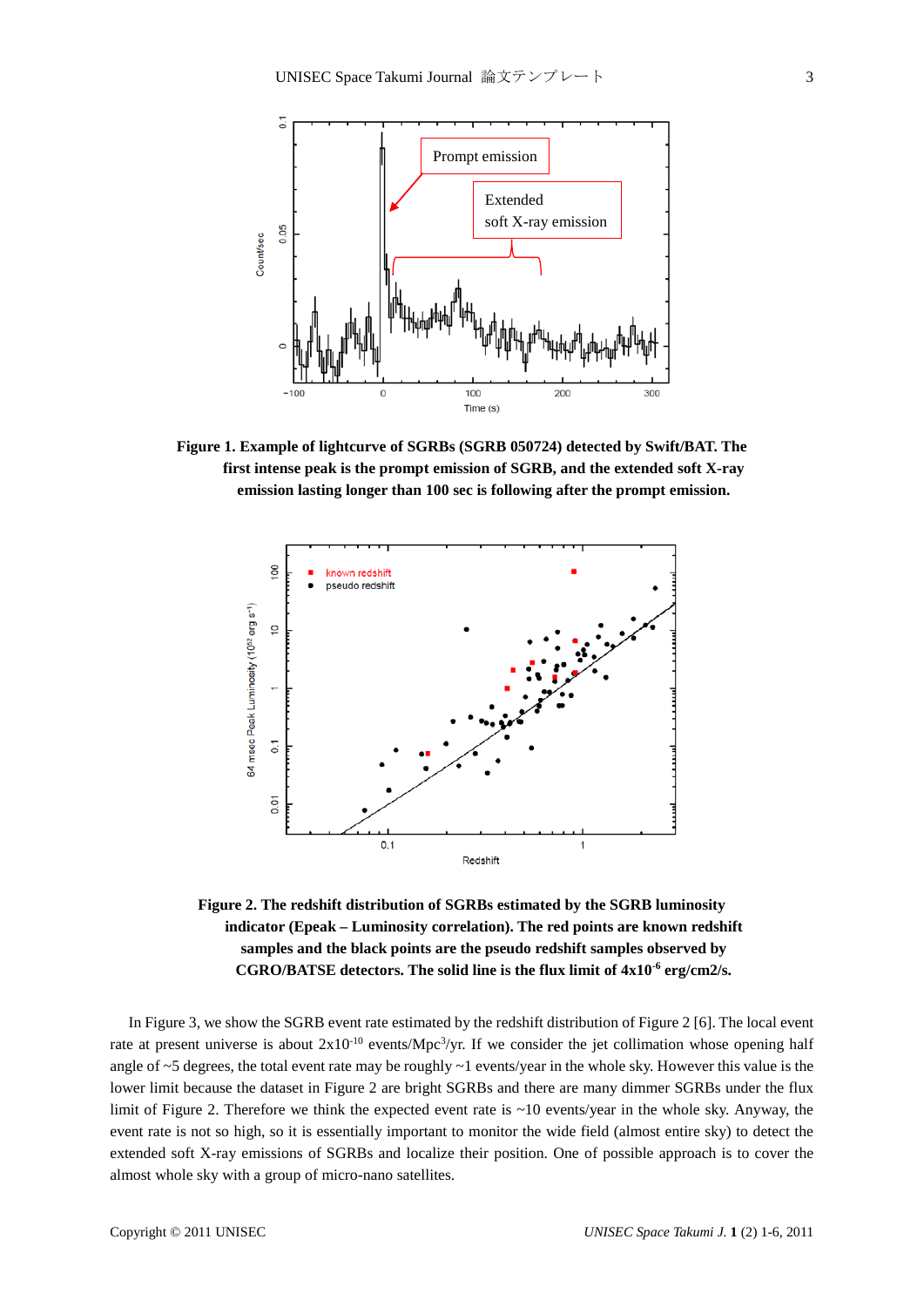**Figure 1. Example of lightcurve of SGRBs (SGRB 050724) detected by Swift/BAT. The first intense peak is the prompt emission of SGRB, and the extended soft X-ray emission lasting longer than 100 sec is following after the prompt emission.**

**Figure 2. The redshift distribution of SGRBs estimated by the SGRB luminosity indicator (Epeak – Luminosity correlation). The red points are known redshift samples and the black points are the pseudo redshift samples observed by CGRO/BATSE detectors. The solid line is the flux limit of $4\times10^{-6}$ erg/cm2/s.**

In Figure 3, we show the SGRB event rate estimated by the redshift distribution of Figure 2 [6]. The local event rate at present universe is about $2\times10^{-10}$ events/$Mpc^3$/yr. If we consider the jet collimation whose opening half angle of ~5 degrees, the total event rate may be roughly ~1 events/year in the whole sky. However this value is the lower limit because the dataset in Figure 2 are bright SGRBs and there are many dimmer SGRBs under the flux limit of Figure 2. Therefore we think the expected event rate is ~10 events/year in the whole sky. Anyway, the event rate is not so high, so it is essentially important to monitor the wide field (almost entire sky) to detect the extended soft X-ray emissions of SGRBs and localize their position. One of possible approach is to cover the almost whole sky with a group of micro-nano satellites.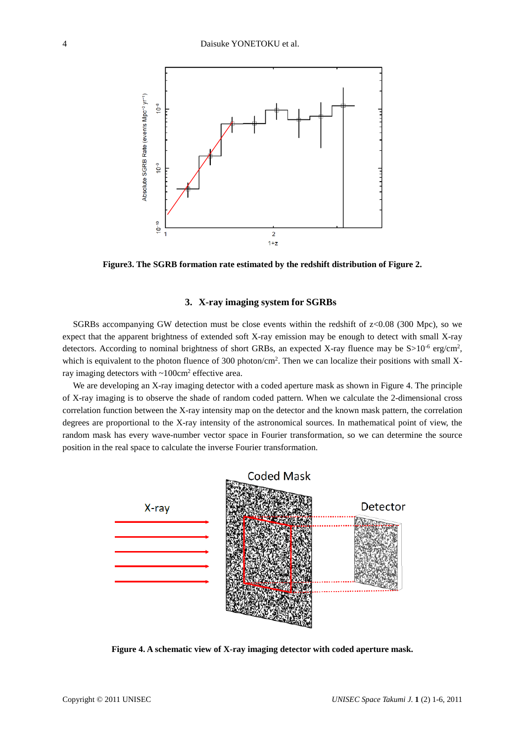Figure3. The SGRB formation rate estimated by the redshift distribution of Figure 2.

### 3. X-ray imaging system for SGRBs

SGRBs accompanying GW detection must be close events within the redshift of z<0.08 (300 Mpc), so we expect that the apparent brightness of extended soft X-ray emission may be enough to detect with small X-ray detectors. According to nominal brightness of short GRBs, an expected X-ray fluence may be $S>10^{-6}$ erg/cm$^2$, which is equivalent to the photon fluence of 300 photon/cm$^2$. Then we can localize their positions with small X-ray imaging detectors with ~100cm$^2$ effective area.

We are developing an X-ray imaging detector with a coded aperture mask as shown in Figure 4. The principle of X-ray imaging is to observe the shade of random coded pattern. When we calculate the 2-dimensional cross correlation function between the X-ray intensity map on the detector and the known mask pattern, the correlation degrees are proportional to the X-ray intensity of the astronomical sources. In mathematical point of view, the random mask has every wave-number vector space in Fourier transformation, so we can determine the source position in the real space to calculate the inverse Fourier transformation.

Figure 4. A schematic view of X-ray imaging detector with coded aperture mask.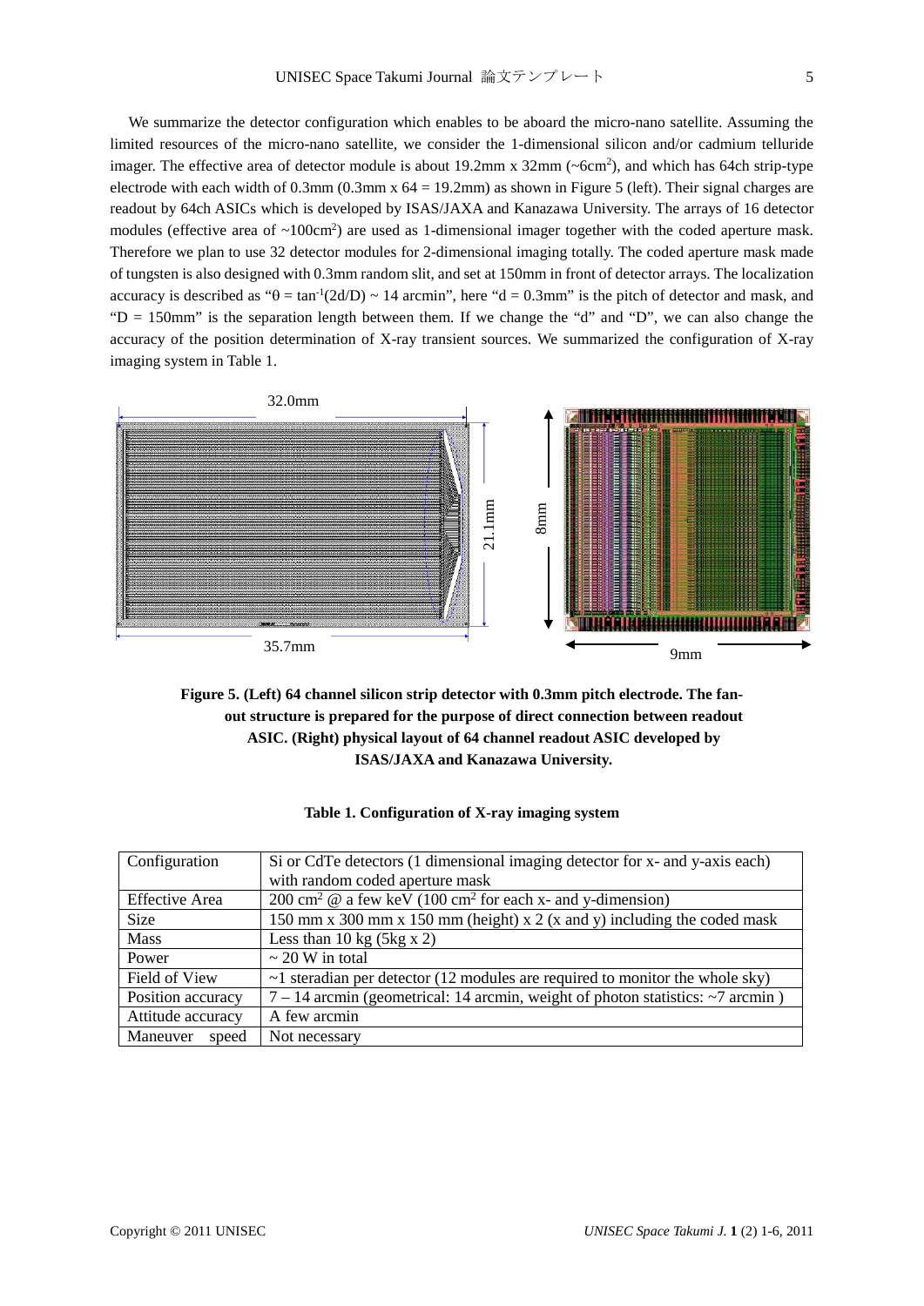We summarize the detector configuration which enables to be aboard the micro-nano satellite. Assuming the limited resources of the micro-nano satellite, we consider the 1-dimensional silicon and/or cadmium telluride imager. The effective area of detector module is about 19.2mm x 32mm (~6cm$^2$), and which has 64ch strip-type electrode with each width of 0.3mm (0.3mm x 64 = 19.2mm) as shown in Figure 5 (left). Their signal charges are readout by 64ch ASICs which is developed by ISAS/JAXA and Kanazawa University. The arrays of 16 detector modules (effective area of ~100cm$^2$) are used as 1-dimensional imager together with the coded aperture mask. Therefore we plan to use 32 detector modules for 2-dimensional imaging totally. The coded aperture mask made of tungsten is also designed with 0.3mm random slit, and set at 150mm in front of detector arrays. The localization accuracy is described as "$\theta = \tan^{-1}(2d/D) \sim 14$ arcmin", here "d = 0.3mm" is the pitch of detector and mask, and "D = 150mm" is the separation length between them. If we change the "d" and "D", we can also change the accuracy of the position determination of X-ray transient sources. We summarized the configuration of X-ray imaging system in Table 1.

**Figure 5. (Left) 64 channel silicon strip detector with 0.3mm pitch electrode. The fan-out structure is prepared for the purpose of direct connection between readout ASIC. (Right) physical layout of 64 channel readout ASIC developed by ISAS/JAXA and Kanazawa University.**

**Table 1. Configuration of X-ray imaging system**

| | |
|---|---|
| Configuration | Si or CdTe detectors (1 dimensional imaging detector for x- and y-axis each) with random coded aperture mask |
| Effective Area | 200 cm$^2$ @ a few keV (100 cm$^2$ for each x- and y-dimension) |
| Size | 150 mm x 300 mm x 150 mm (height) x 2 (x and y) including the coded mask |
| Mass | Less than 10 kg (5kg x 2) |
| Power | ~ 20 W in total |
| Field of View | ~1 steradian per detector (12 modules are required to monitor the whole sky) |
| Position accuracy | 7 – 14 arcmin (geometrical: 14 arcmin, weight of photon statistics: ~7 arcmin ) |
| Attitude accuracy | A few arcmin |
| Maneuver speed | Not necessary |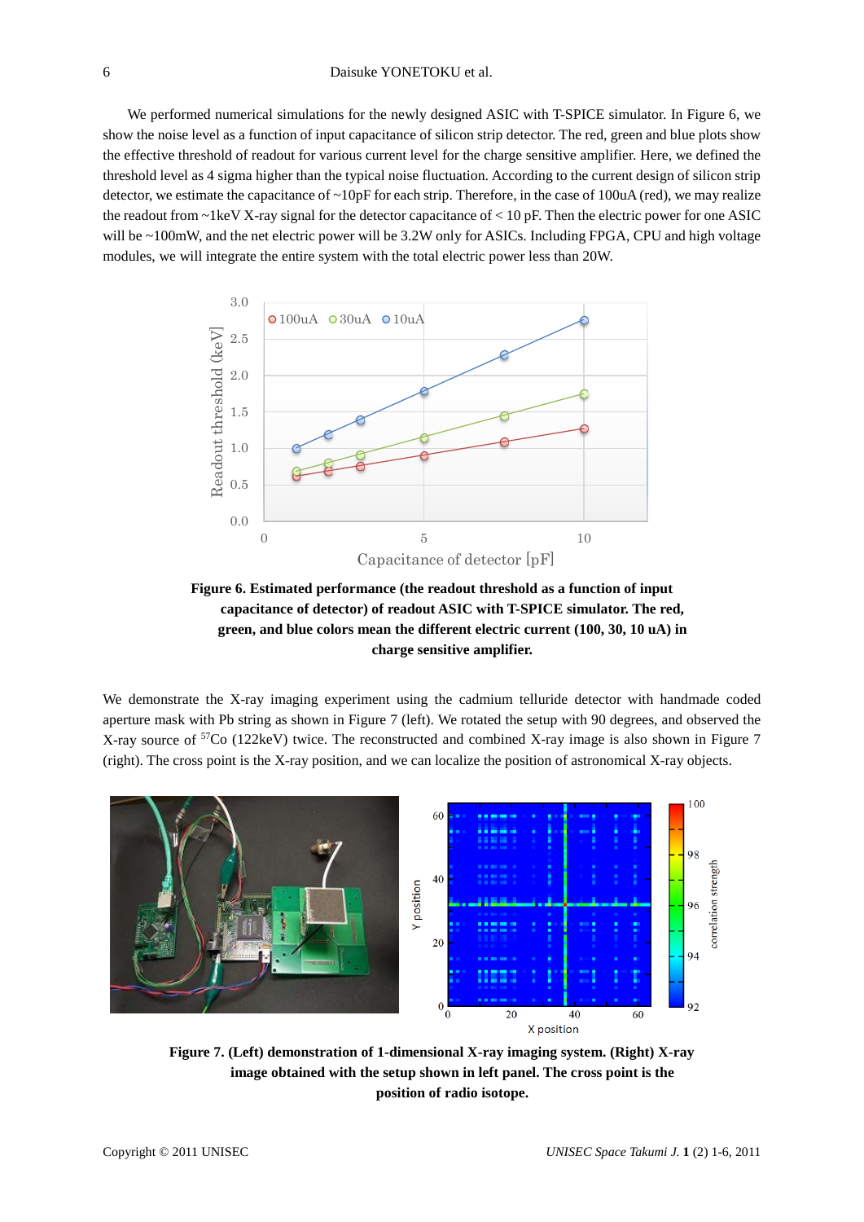We performed numerical simulations for the newly designed ASIC with T-SPICE simulator. In Figure 6, we show the noise level as a function of input capacitance of silicon strip detector. The red, green and blue plots show the effective threshold of readout for various current level for the charge sensitive amplifier. Here, we defined the threshold level as 4 sigma higher than the typical noise fluctuation. According to the current design of silicon strip detector, we estimate the capacitance of ~10pF for each strip. Therefore, in the case of 100uA (red), we may realize the readout from ~1keV X-ray signal for the detector capacitance of < 10 pF. Then the electric power for one ASIC will be ~100mW, and the net electric power will be 3.2W only for ASICs. Including FPGA, CPU and high voltage modules, we will integrate the entire system with the total electric power less than 20W.

**Figure 6. Estimated performance (the readout threshold as a function of input capacitance of detector) of readout ASIC with T-SPICE simulator. The red, green, and blue colors mean the different electric current (100, 30, 10 uA) in charge sensitive amplifier.**

We demonstrate the X-ray imaging experiment using the cadmium telluride detector with handmade coded aperture mask with Pb string as shown in Figure 7 (left). We rotated the setup with 90 degrees, and observed the X-ray source of $^{57}$Co (122keV) twice. The reconstructed and combined X-ray image is also shown in Figure 7 (right). The cross point is the X-ray position, and we can localize the position of astronomical X-ray objects.

**Figure 7. (Left) demonstration of 1-dimensional X-ray imaging system. (Right) X-ray image obtained with the setup shown in left panel. The cross point is the position of radio isotope.**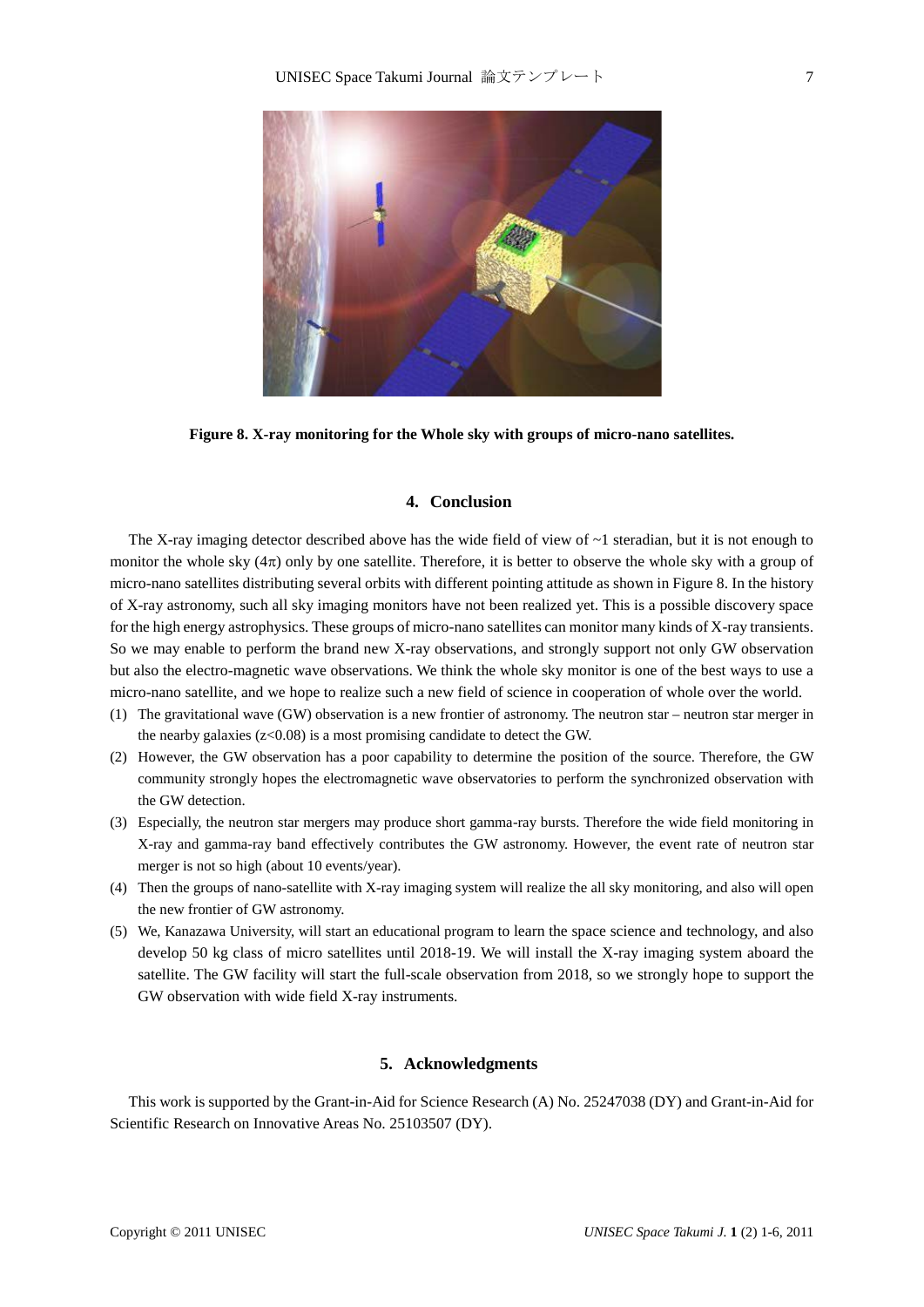Figure 8. X-ray monitoring for the Whole sky with groups of micro-nano satellites.

## 4. Conclusion

The X-ray imaging detector described above has the wide field of view of ~1 steradian, but it is not enough to monitor the whole sky ($4\pi$) only by one satellite. Therefore, it is better to observe the whole sky with a group of micro-nano satellites distributing several orbits with different pointing attitude as shown in Figure 8. In the history of X-ray astronomy, such all sky imaging monitors have not been realized yet. This is a possible discovery space for the high energy astrophysics. These groups of micro-nano satellites can monitor many kinds of X-ray transients. So we may enable to perform the brand new X-ray observations, and strongly support not only GW observation but also the electro-magnetic wave observations. We think the whole sky monitor is one of the best ways to use a micro-nano satellite, and we hope to realize such a new field of science in cooperation of whole over the world.

(1) The gravitational wave (GW) observation is a new frontier of astronomy. The neutron star – neutron star merger in the nearby galaxies ($z<0.08$) is a most promising candidate to detect the GW.

(2) However, the GW observation has a poor capability to determine the position of the source. Therefore, the GW community strongly hopes the electromagnetic wave observatories to perform the synchronized observation with the GW detection.

(3) Especially, the neutron star mergers may produce short gamma-ray bursts. Therefore the wide field monitoring in X-ray and gamma-ray band effectively contributes the GW astronomy. However, the event rate of neutron star merger is not so high (about 10 events/year).

(4) Then the groups of nano-satellite with X-ray imaging system will realize the all sky monitoring, and also will open the new frontier of GW astronomy.

(5) We, Kanazawa University, will start an educational program to learn the space science and technology, and also develop 50 kg class of micro satellites until 2018-19. We will install the X-ray imaging system aboard the satellite. The GW facility will start the full-scale observation from 2018, so we strongly hope to support the GW observation with wide field X-ray instruments.

## 5. Acknowledgments

This work is supported by the Grant-in-Aid for Science Research (A) No. 25247038 (DY) and Grant-in-Aid for Scientific Research on Innovative Areas No. 25103507 (DY).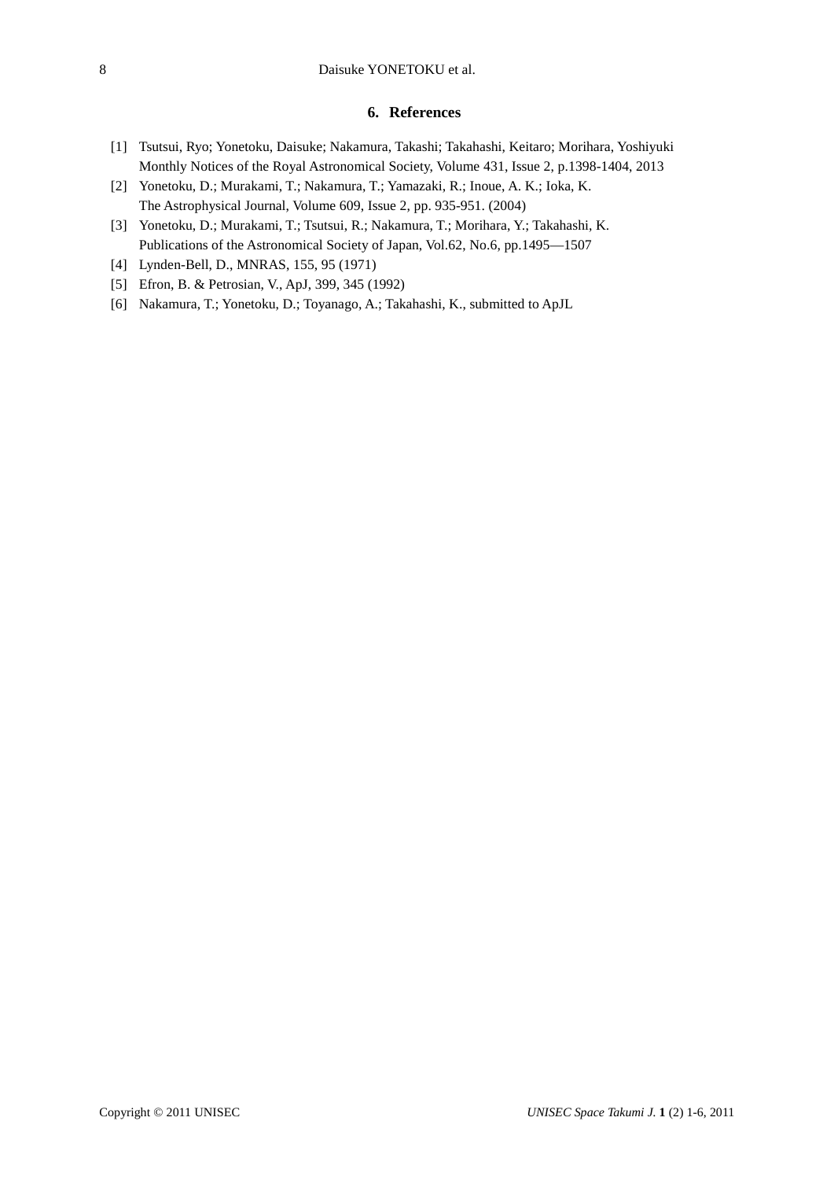## 6. References

[1] Tsutsui, Ryo; Yonetoku, Daisuke; Nakamura, Takashi; Takahashi, Keitaro; Morihara, Yoshiyuki Monthly Notices of the Royal Astronomical Society, Volume 431, Issue 2, p.1398-1404, 2013

[2] Yonetoku, D.; Murakami, T.; Nakamura, T.; Yamazaki, R.; Inoue, A. K.; Ioka, K. The Astrophysical Journal, Volume 609, Issue 2, pp. 935-951. (2004)

[3] Yonetoku, D.; Murakami, T.; Tsutsui, R.; Nakamura, T.; Morihara, Y.; Takahashi, K. Publications of the Astronomical Society of Japan, Vol.62, No.6, pp.1495—1507

[4] Lynden-Bell, D., MNRAS, 155, 95 (1971)

[5] Efron, B. & Petrosian, V., ApJ, 399, 345 (1992)

[6] Nakamura, T.; Yonetoku, D.; Toyanago, A.; Takahashi, K., submitted to ApJL